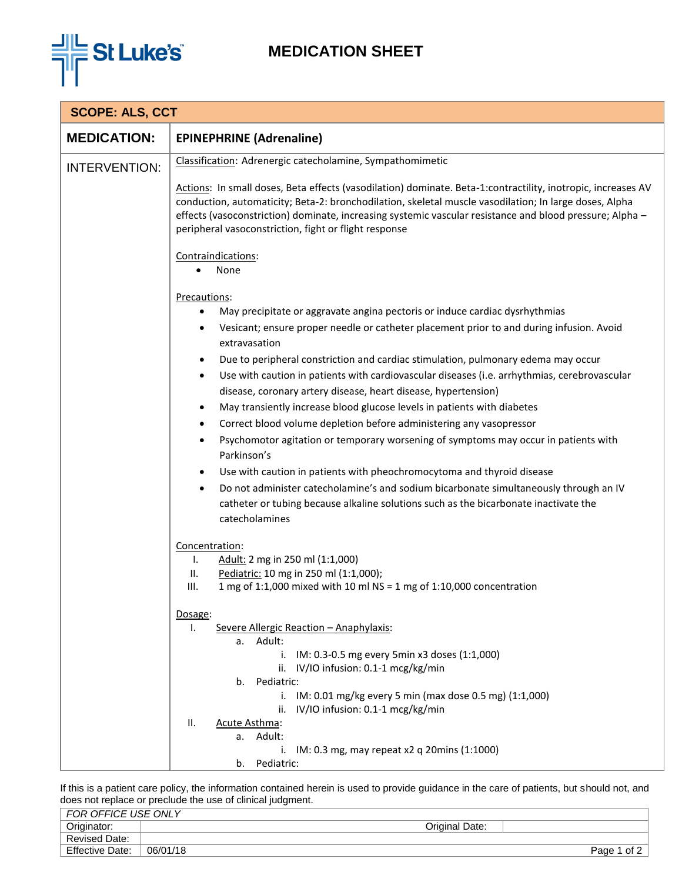# MEDICATION SHEET

**SCOPE: ALS, CCT**

**MEDICATION:** **EPINEPHRINE (Adrenaline)**

**INTERVENTION:**

Classification: Adrenergic catecholamine, Sympathomimetic

Actions: In small doses, Beta effects (vasodilation) dominate. Beta-1:contractility, inotropic, increases AV conduction, automaticity; Beta-2: bronchodilation, skeletal muscle vasodilation; In large doses, Alpha effects (vasoconstriction) dominate, increasing systemic vascular resistance and blood pressure; Alpha – peripheral vasoconstriction, fight or flight response

Contraindications:

- None

Precautions:

- May precipitate or aggravate angina pectoris or induce cardiac dysrhythmias
- Vesicant; ensure proper needle or catheter placement prior to and during infusion. Avoid extravasation
- Due to peripheral constriction and cardiac stimulation, pulmonary edema may occur
- Use with caution in patients with cardiovascular diseases (i.e. arrhythmias, cerebrovascular disease, coronary artery disease, heart disease, hypertension)
- May transiently increase blood glucose levels in patients with diabetes
- Correct blood volume depletion before administering any vasopressor
- Psychomotor agitation or temporary worsening of symptoms may occur in patients with Parkinson's
- Use with caution in patients with pheochromocytoma and thyroid disease
- Do not administer catecholamine's and sodium bicarbonate simultaneously through an IV catheter or tubing because alkaline solutions such as the bicarbonate inactivate the catecholamines

Concentration:

I. Adult: 2 mg in 250 ml (1:1,000)
II. Pediatric: 10 mg in 250 ml (1:1,000);
III. 1 mg of 1:1,000 mixed with 10 ml NS = 1 mg of 1:10,000 concentration

Dosage:

I. Severe Allergic Reaction – Anaphylaxis:
  a. Adult:
    i. IM: 0.3-0.5 mg every 5min x3 doses (1:1,000)
    ii. IV/IO infusion: 0.1-1 mcg/kg/min
  b. Pediatric:
    i. IM: 0.01 mg/kg every 5 min (max dose 0.5 mg) (1:1,000)
    ii. IV/IO infusion: 0.1-1 mcg/kg/min
II. Acute Asthma:
  a. Adult:
    i. IM: 0.3 mg, may repeat x2 q 20mins (1:1000)
  b. Pediatric:

If this is a patient care policy, the information contained herein is used to provide guidance in the care of patients, but should not, and does not replace or preclude the use of clinical judgment.

| *FOR OFFICE USE ONLY* | | | |
|---|---|---|---|
| Originator: | | Original Date: | |
| Revised Date: | | | |
| Effective Date: | 06/01/18 | | |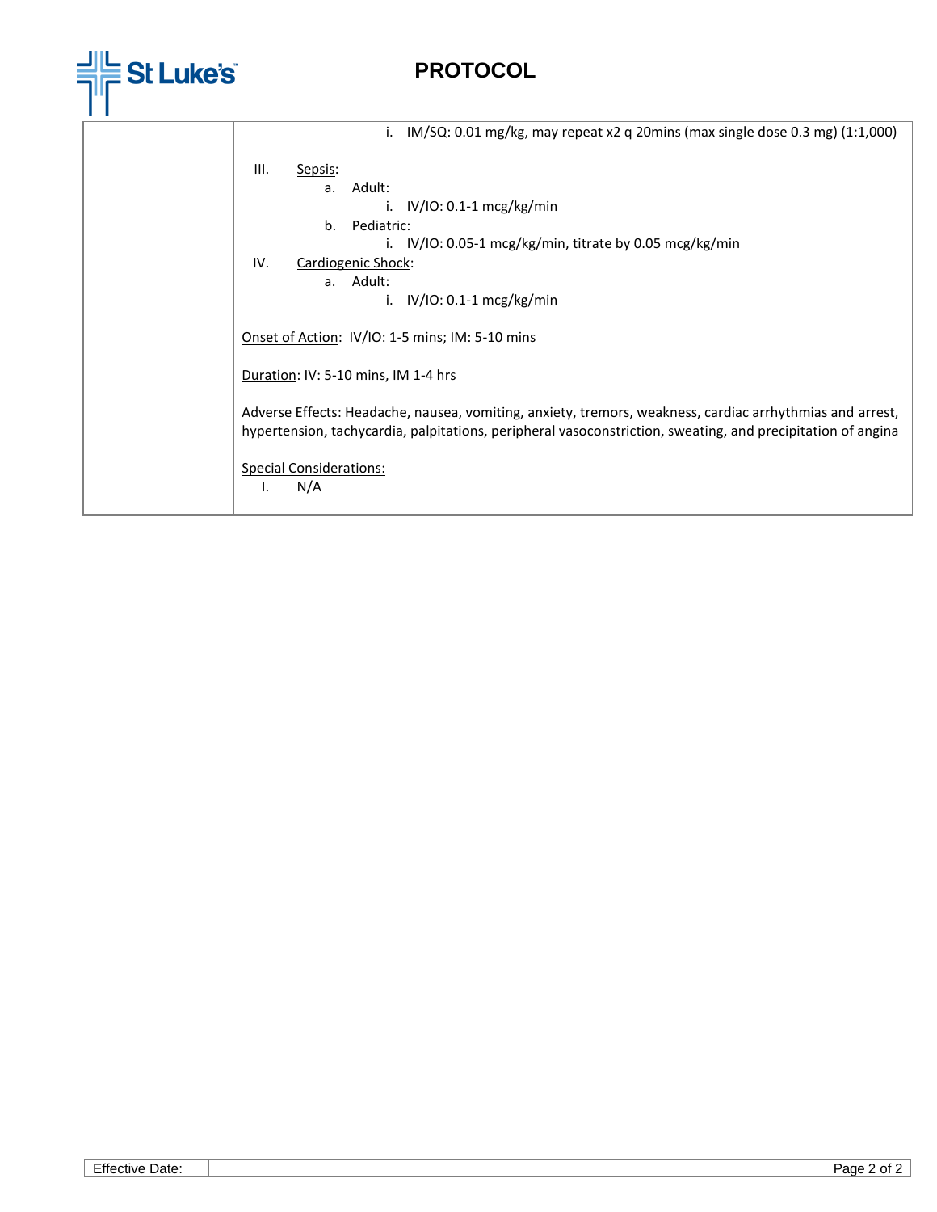i. IM/SQ: 0.01 mg/kg, may repeat x2 q 20mins (max single dose 0.3 mg) (1:1,000)

III. Sepsis:
   a. Adult:
      i. IV/IO: 0.1-1 mcg/kg/min
   b. Pediatric:
      i. IV/IO: 0.05-1 mcg/kg/min, titrate by 0.05 mcg/kg/min

IV. Cardiogenic Shock:
   a. Adult:
      i. IV/IO: 0.1-1 mcg/kg/min

Onset of Action: IV/IO: 1-5 mins; IM: 5-10 mins

Duration: IV: 5-10 mins, IM 1-4 hrs

Adverse Effects: Headache, nausea, vomiting, anxiety, tremors, weakness, cardiac arrhythmias and arrest, hypertension, tachycardia, palpitations, peripheral vasoconstriction, sweating, and precipitation of angina

Special Considerations:

I. N/A

Effective Date: